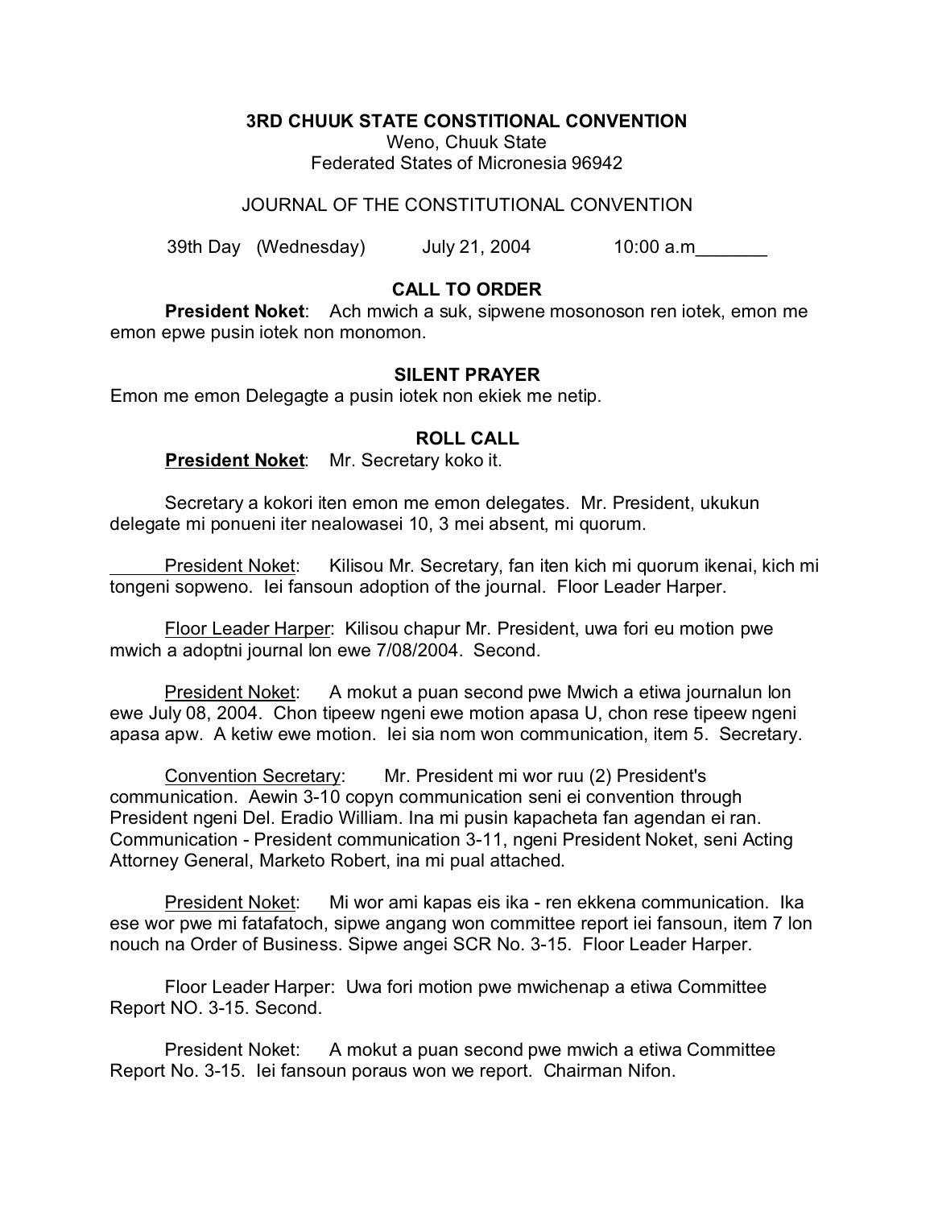**3RD CHUUK STATE CONSTITIONAL CONVENTION**

Weno, Chuuk State
Federated States of Micronesia 96942

JOURNAL OF THE CONSTITUTIONAL CONVENTION

39th Day (Wednesday) July 21, 2004 10:00 a.m_______

## CALL TO ORDER

**President Noket**: Ach mwich a suk, sipwene mosonoson ren iotek, emon me emon epwe pusin iotek non monomon.

## SILENT PRAYER

Emon me emon Delegagte a pusin iotek non ekiek me netip.

## ROLL CALL

**President Noket**: Mr. Secretary koko it.

Secretary a kokori iten emon me emon delegates. Mr. President, ukukun delegate mi ponueni iter nealowasei 10, 3 mei absent, mi quorum.

President Noket: Kilisou Mr. Secretary, fan iten kich mi quorum ikenai, kich mi tongeni sopweno. Iei fansoun adoption of the journal. Floor Leader Harper.

Floor Leader Harper: Kilisou chapur Mr. President, uwa fori eu motion pwe mwich a adoptni journal lon ewe 7/08/2004. Second.

President Noket: A mokut a puan second pwe Mwich a etiwa journalun lon ewe July 08, 2004. Chon tipeew ngeni ewe motion apasa U, chon rese tipeew ngeni apasa apw. A ketiw ewe motion. Iei sia nom won communication, item 5. Secretary.

Convention Secretary: Mr. President mi wor ruu (2) President's communication. Aewin 3-10 copyn communication seni ei convention through President ngeni Del. Eradio William. Ina mi pusin kapacheta fan agendan ei ran. Communication - President communication 3-11, ngeni President Noket, seni Acting Attorney General, Marketo Robert, ina mi pual attached.

President Noket: Mi wor ami kapas eis ika - ren ekkena communication. Ika ese wor pwe mi fatafatoch, sipwe angang won committee report iei fansoun, item 7 lon nouch na Order of Business. Sipwe angei SCR No. 3-15. Floor Leader Harper.

Floor Leader Harper: Uwa fori motion pwe mwichenap a etiwa Committee Report NO. 3-15. Second.

President Noket: A mokut a puan second pwe mwich a etiwa Committee Report No. 3-15. Iei fansoun poraus won we report. Chairman Nifon.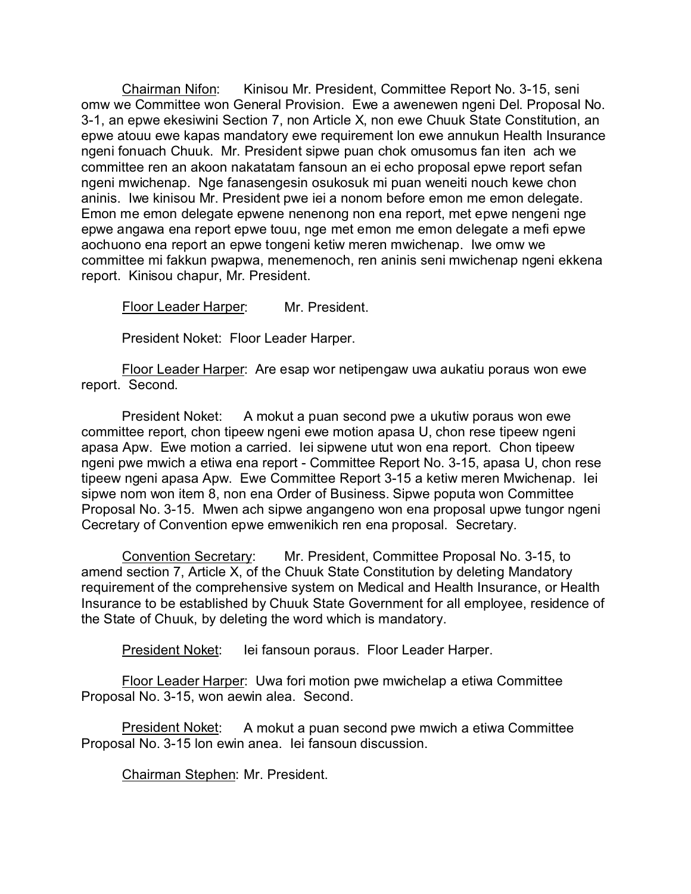Chairman Nifon: Kinisou Mr. President, Committee Report No. 3-15, seni omw we Committee won General Provision. Ewe a awenewen ngeni Del. Proposal No. 3-1, an epwe ekesiwini Section 7, non Article X, non ewe Chuuk State Constitution, an epwe atouu ewe kapas mandatory ewe requirement lon ewe annukun Health Insurance ngeni fonuach Chuuk. Mr. President sipwe puan chok omusomus fan iten ach we committee ren an akoon nakatatam fansoun an ei echo proposal epwe report sefan ngeni mwichenap. Nge fanasengesin osukosuk mi puan weneiti nouch kewe chon aninis. Iwe kinisou Mr. President pwe iei a nonom before emon me emon delegate. Emon me emon delegate epwene nenenong non ena report, met epwe nengeni nge epwe angawa ena report epwe touu, nge met emon me emon delegate a mefi epwe aochuono ena report an epwe tongeni ketiw meren mwichenap. Iwe omw we committee mi fakkun pwapwa, menemenoch, ren aninis seni mwichenap ngeni ekkena report. Kinisou chapur, Mr. President.

Floor Leader Harper: Mr. President.

President Noket: Floor Leader Harper.

Floor Leader Harper: Are esap wor netipengaw uwa aukatiu poraus won ewe report. Second.

President Noket: A mokut a puan second pwe a ukutiw poraus won ewe committee report, chon tipeew ngeni ewe motion apasa U, chon rese tipeew ngeni apasa Apw. Ewe motion a carried. Iei sipwene utut won ena report. Chon tipeew ngeni pwe mwich a etiwa ena report - Committee Report No. 3-15, apasa U, chon rese tipeew ngeni apasa Apw. Ewe Committee Report 3-15 a ketiw meren Mwichenap. Iei sipwe nom won item 8, non ena Order of Business. Sipwe poputa won Committee Proposal No. 3-15. Mwen ach sipwe angangeno won ena proposal upwe tungor ngeni Cecretary of Convention epwe emwenikich ren ena proposal. Secretary.

Convention Secretary: Mr. President, Committee Proposal No. 3-15, to amend section 7, Article X, of the Chuuk State Constitution by deleting Mandatory requirement of the comprehensive system on Medical and Health Insurance, or Health Insurance to be established by Chuuk State Government for all employee, residence of the State of Chuuk, by deleting the word which is mandatory.

President Noket: Iei fansoun poraus. Floor Leader Harper.

Floor Leader Harper: Uwa fori motion pwe mwichelap a etiwa Committee Proposal No. 3-15, won aewin alea. Second.

President Noket: A mokut a puan second pwe mwich a etiwa Committee Proposal No. 3-15 lon ewin anea. Iei fansoun discussion.

Chairman Stephen: Mr. President.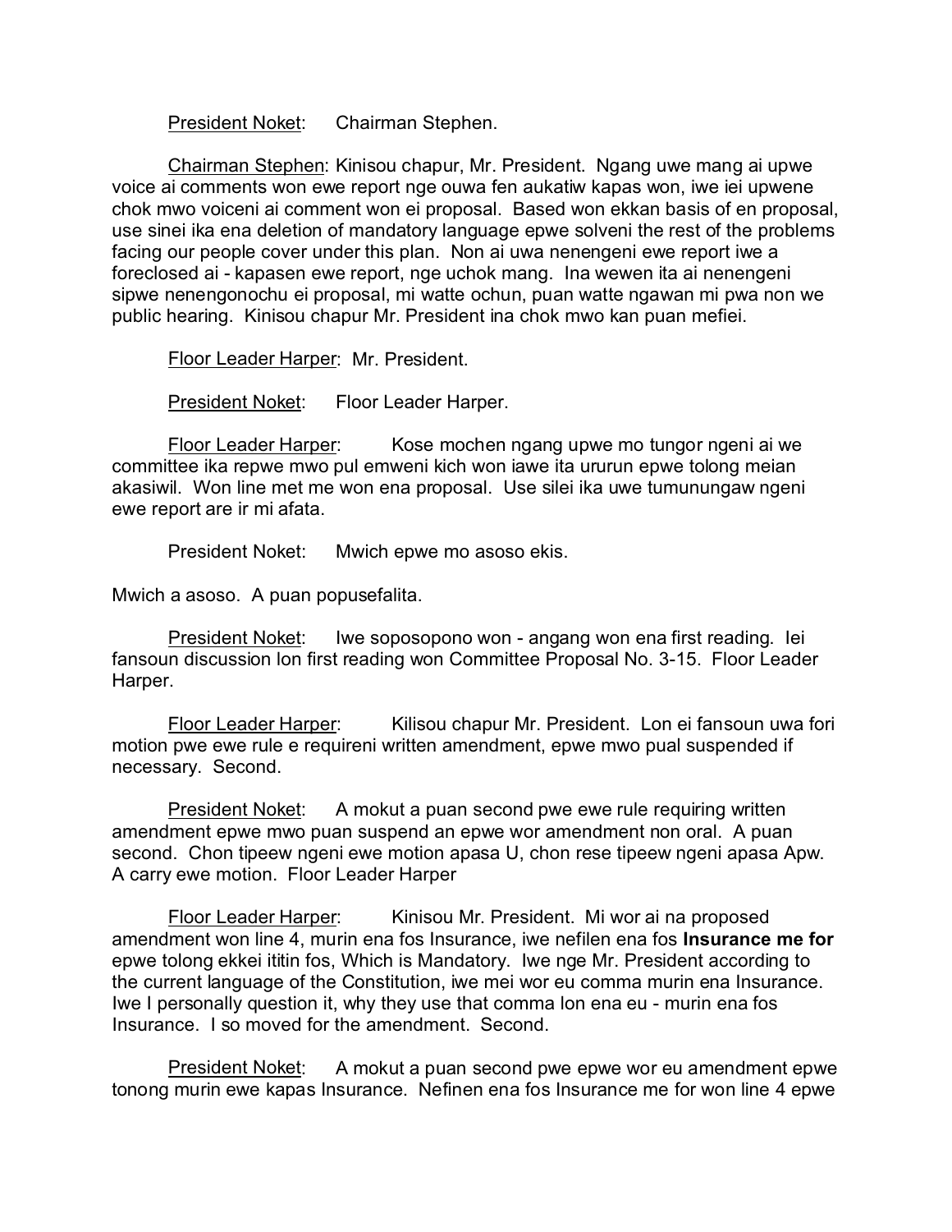President Noket: Chairman Stephen.

Chairman Stephen: Kinisou chapur, Mr. President. Ngang uwe mang ai upwe voice ai comments won ewe report nge ouwa fen aukatiw kapas won, iwe iei upwene chok mwo voiceni ai comment won ei proposal. Based won ekkan basis of en proposal, use sinei ika ena deletion of mandatory language epwe solveni the rest of the problems facing our people cover under this plan. Non ai uwa nenengeni ewe report iwe a foreclosed ai - kapasen ewe report, nge uchok mang. Ina wewen ita ai nenengeni sipwe nenengonochu ei proposal, mi watte ochun, puan watte ngawan mi pwa non we public hearing. Kinisou chapur Mr. President ina chok mwo kan puan mefiei.

Floor Leader Harper: Mr. President.

President Noket: Floor Leader Harper.

Floor Leader Harper: Kose mochen ngang upwe mo tungor ngeni ai we committee ika repwe mwo pul emweni kich won iawe ita ururun epwe tolong meian akasiwil. Won line met me won ena proposal. Use silei ika uwe tumunungaw ngeni ewe report are ir mi afata.

President Noket: Mwich epwe mo asoso ekis.

Mwich a asoso. A puan popusefalita.

President Noket: Iwe soposopono won - angang won ena first reading. Iei fansoun discussion lon first reading won Committee Proposal No. 3-15. Floor Leader Harper.

Floor Leader Harper: Kilisou chapur Mr. President. Lon ei fansoun uwa fori motion pwe ewe rule e requireni written amendment, epwe mwo pual suspended if necessary. Second.

President Noket: A mokut a puan second pwe ewe rule requiring written amendment epwe mwo puan suspend an epwe wor amendment non oral. A puan second. Chon tipeew ngeni ewe motion apasa U, chon rese tipeew ngeni apasa Apw. A carry ewe motion. Floor Leader Harper

Floor Leader Harper: Kinisou Mr. President. Mi wor ai na proposed amendment won line 4, murin ena fos Insurance, iwe nefilen ena fos **Insurance me for** epwe tolong ekkei ititin fos, Which is Mandatory. Iwe nge Mr. President according to the current language of the Constitution, iwe mei wor eu comma murin ena Insurance. Iwe I personally question it, why they use that comma lon ena eu - murin ena fos Insurance. I so moved for the amendment. Second.

President Noket: A mokut a puan second pwe epwe wor eu amendment epwe tonong murin ewe kapas Insurance. Nefinen ena fos Insurance me for won line 4 epwe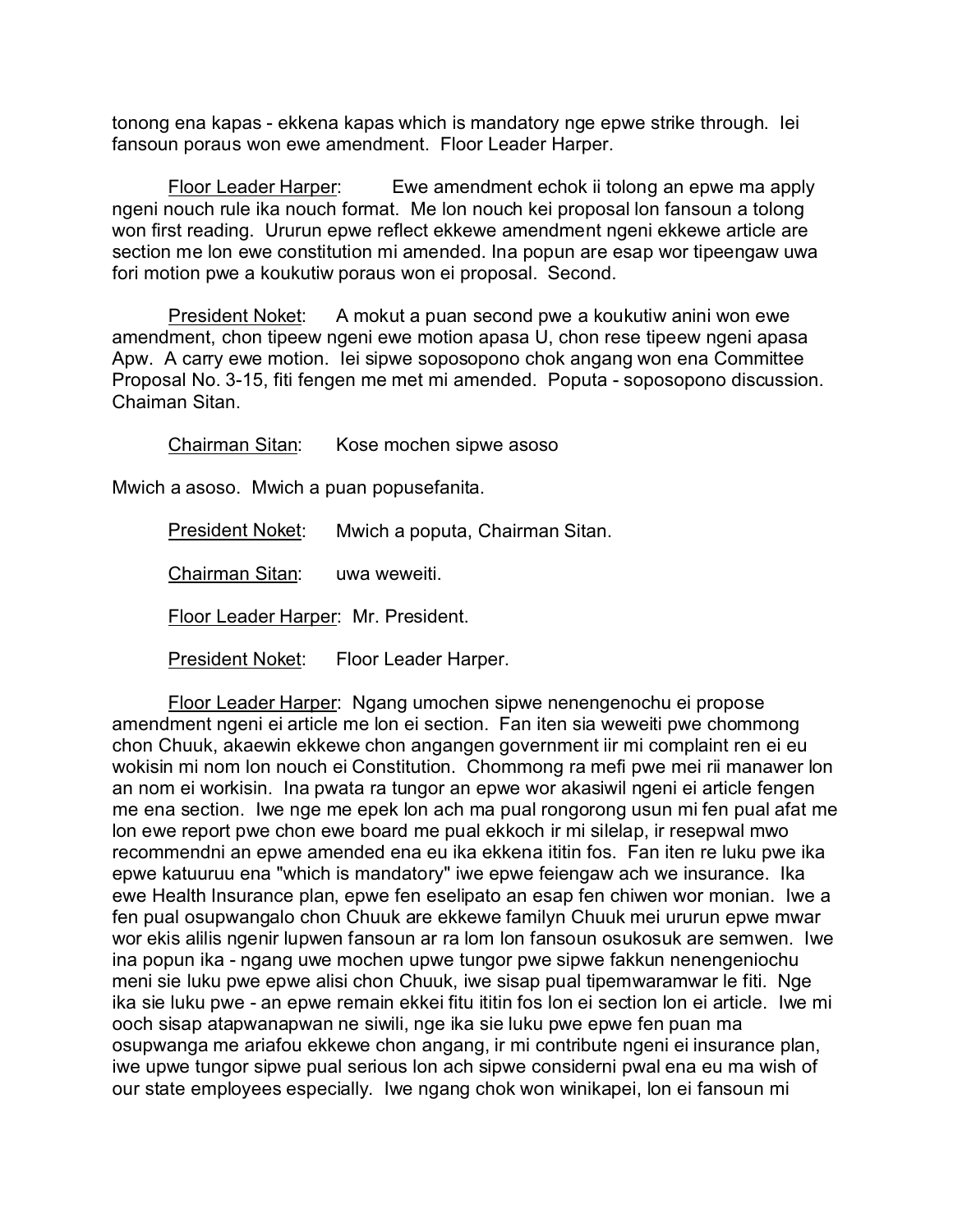tonong ena kapas - ekkena kapas which is mandatory nge epwe strike through. Iei fansoun poraus won ewe amendment. Floor Leader Harper.

Floor Leader Harper: Ewe amendment echok ii tolong an epwe ma apply ngeni nouch rule ika nouch format. Me lon nouch kei proposal lon fansoun a tolong won first reading. Ururun epwe reflect ekkewe amendment ngeni ekkewe article are section me lon ewe constitution mi amended. Ina popun are esap wor tipeengaw uwa fori motion pwe a koukutiw poraus won ei proposal. Second.

President Noket: A mokut a puan second pwe a koukutiw anini won ewe amendment, chon tipeew ngeni ewe motion apasa U, chon rese tipeew ngeni apasa Apw. A carry ewe motion. Iei sipwe soposopono chok angang won ena Committee Proposal No. 3-15, fiti fengen me met mi amended. Poputa - soposopono discussion. Chaiman Sitan.

Chairman Sitan: Kose mochen sipwe asoso

Mwich a asoso. Mwich a puan popusefanita.

President Noket: Mwich a poputa, Chairman Sitan.

Chairman Sitan: uwa weweiti.

Floor Leader Harper: Mr. President.

President Noket: Floor Leader Harper.

Floor Leader Harper: Ngang umochen sipwe nenengenochu ei propose amendment ngeni ei article me lon ei section. Fan iten sia weweiti pwe chommong chon Chuuk, akaewin ekkewe chon angangen government iir mi complaint ren ei eu wokisin mi nom lon nouch ei Constitution. Chommong ra mefi pwe mei rii manawer lon an nom ei workisin. Ina pwata ra tungor an epwe wor akasiwil ngeni ei article fengen me ena section. Iwe nge me epek lon ach ma pual rongorong usun mi fen pual afat me lon ewe report pwe chon ewe board me pual ekkoch ir mi silelap, ir resepwal mwo recommendni an epwe amended ena eu ika ekkena ititin fos. Fan iten re luku pwe ika epwe katuuruu ena "which is mandatory" iwe epwe feiengaw ach we insurance. Ika ewe Health Insurance plan, epwe fen eselipato an esap fen chiwen wor monian. Iwe a fen pual osupwangalo chon Chuuk are ekkewe familyn Chuuk mei ururun epwe mwar wor ekis alilis ngenir lupwen fansoun ar ra lom lon fansoun osukosuk are semwen. Iwe ina popun ika - ngang uwe mochen upwe tungor pwe sipwe fakkun nenengeniochu meni sie luku pwe epwe alisi chon Chuuk, iwe sisap pual tipemwaramwar le fiti. Nge ika sie luku pwe - an epwe remain ekkei fitu ititin fos lon ei section lon ei article. Iwe mi ooch sisap atapwanapwan ne siwili, nge ika sie luku pwe epwe fen puan ma osupwanga me ariafou ekkewe chon angang, ir mi contribute ngeni ei insurance plan, iwe upwe tungor sipwe pual serious lon ach sipwe considerni pwal ena eu ma wish of our state employees especially. Iwe ngang chok won winikapei, lon ei fansoun mi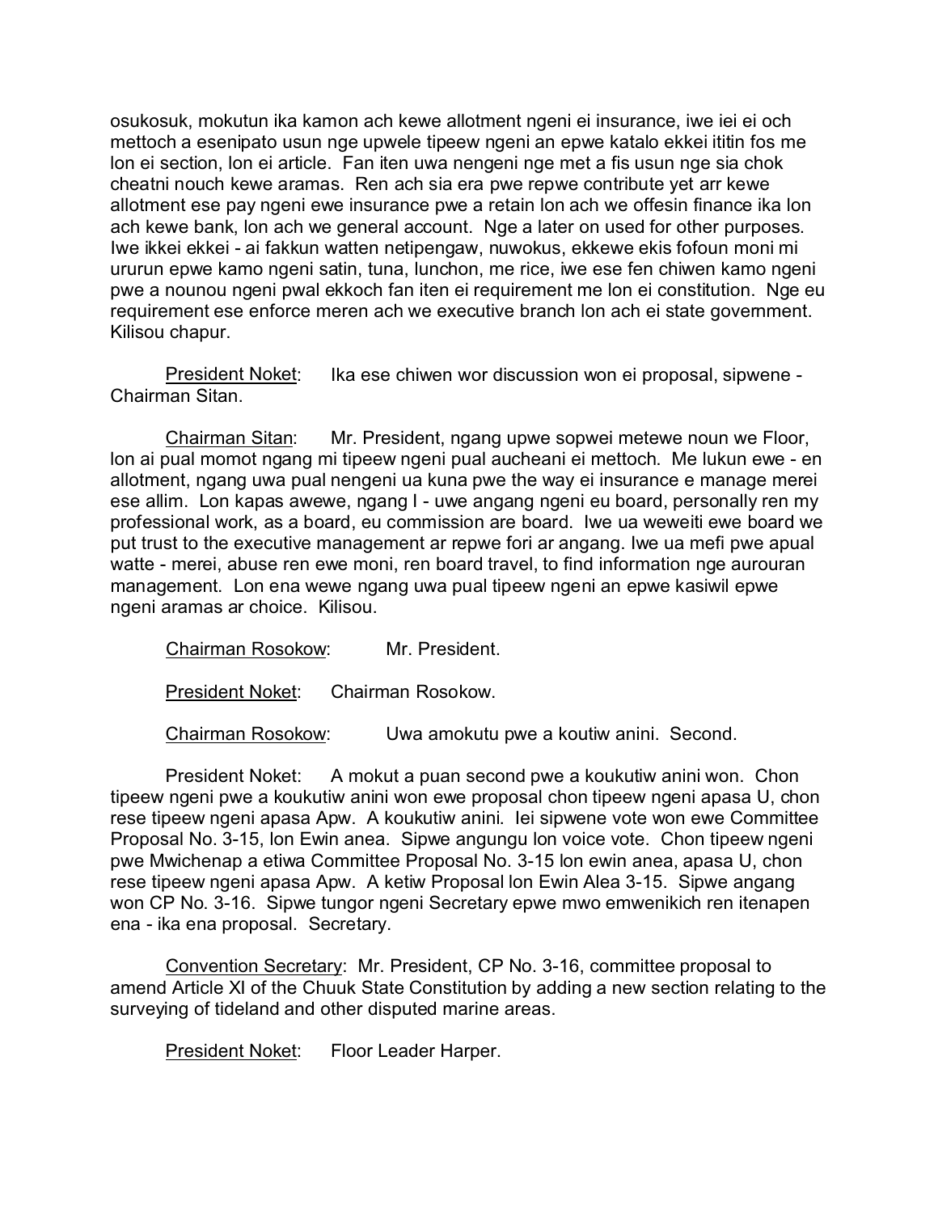osukosuk, mokutun ika kamon ach kewe allotment ngeni ei insurance, iwe iei ei och mettoch a esenipato usun nge upwele tipeew ngeni an epwe katalo ekkei ititin fos me lon ei section, lon ei article. Fan iten uwa nengeni nge met a fis usun nge sia chok cheatni nouch kewe aramas. Ren ach sia era pwe repwe contribute yet arr kewe allotment ese pay ngeni ewe insurance pwe a retain lon ach we offesin finance ika lon ach kewe bank, lon ach we general account. Nge a later on used for other purposes. Iwe ikkei ekkei - ai fakkun watten netipengaw, nuwokus, ekkewe ekis fofoun moni mi ururun epwe kamo ngeni satin, tuna, lunchon, me rice, iwe ese fen chiwen kamo ngeni pwe a nounou ngeni pwal ekkoch fan iten ei requirement me lon ei constitution. Nge eu requirement ese enforce meren ach we executive branch lon ach ei state government. Kilisou chapur.

<u>President Noket</u>: Ika ese chiwen wor discussion won ei proposal, sipwene - Chairman Sitan.

<u>Chairman Sitan</u>: Mr. President, ngang upwe sopwei metewe noun we Floor, lon ai pual momot ngang mi tipeew ngeni pual aucheani ei mettoch. Me lukun ewe - en allotment, ngang uwa pual nengeni ua kuna pwe the way ei insurance e manage merei ese allim. Lon kapas awewe, ngang I - uwe angang ngeni eu board, personally ren my professional work, as a board, eu commission are board. Iwe ua weweiti ewe board we put trust to the executive management ar repwe fori ar angang. Iwe ua mefi pwe apual watte - merei, abuse ren ewe moni, ren board travel, to find information nge aurouran management. Lon ena wewe ngang uwa pual tipeew ngeni an epwe kasiwil epwe ngeni aramas ar choice. Kilisou.

<u>Chairman Rosokow</u>: Mr. President.

<u>President Noket</u>: Chairman Rosokow.

<u>Chairman Rosokow</u>: Uwa amokutu pwe a koutiw anini. Second.

President Noket: A mokut a puan second pwe a koukutiw anini won. Chon tipeew ngeni pwe a koukutiw anini won ewe proposal chon tipeew ngeni apasa U, chon rese tipeew ngeni apasa Apw. A koukutiw anini. Iei sipwene vote won ewe Committee Proposal No. 3-15, lon Ewin anea. Sipwe angungu lon voice vote. Chon tipeew ngeni pwe Mwichenap a etiwa Committee Proposal No. 3-15 lon ewin anea, apasa U, chon rese tipeew ngeni apasa Apw. A ketiw Proposal lon Ewin Alea 3-15. Sipwe angang won CP No. 3-16. Sipwe tungor ngeni Secretary epwe mwo emwenikich ren itenapen ena - ika ena proposal. Secretary.

<u>Convention Secretary</u>: Mr. President, CP No. 3-16, committee proposal to amend Article XI of the Chuuk State Constitution by adding a new section relating to the surveying of tideland and other disputed marine areas.

<u>President Noket</u>: Floor Leader Harper.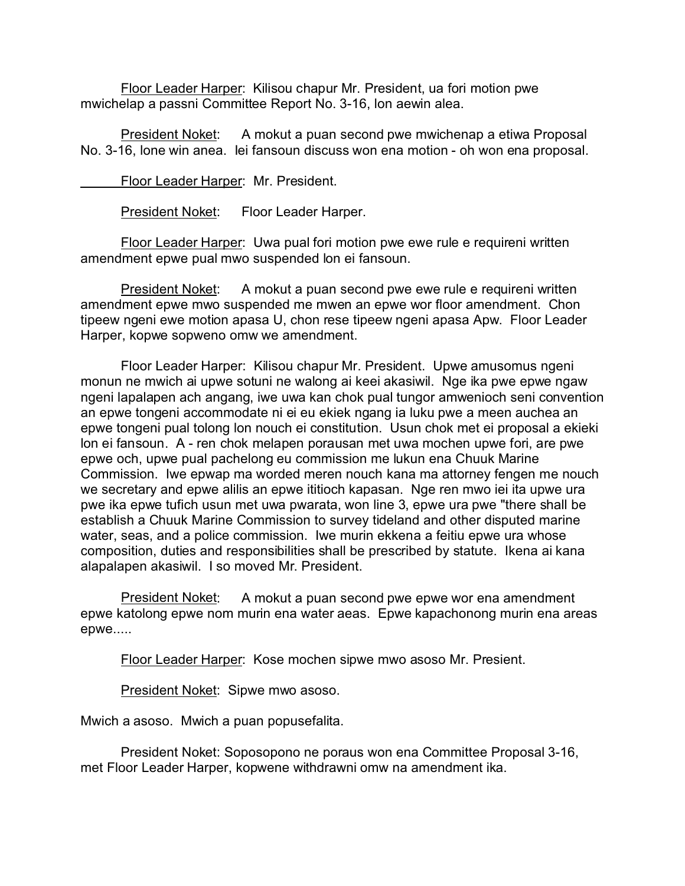Floor Leader Harper:  Kilisou chapur Mr. President, ua fori motion pwe mwichelap a passni Committee Report No. 3-16, lon aewin alea.

President Noket:  A mokut a puan second pwe mwichenap a etiwa Proposal No. 3-16, lone win anea.  Iei fansoun discuss won ena motion - oh won ena proposal.

Floor Leader Harper:  Mr. President.

President Noket:  Floor Leader Harper.

Floor Leader Harper:  Uwa pual fori motion pwe ewe rule e requireni written amendment epwe pual mwo suspended lon ei fansoun.

President Noket:  A mokut a puan second pwe ewe rule e requireni written amendment epwe mwo suspended me mwen an epwe wor floor amendment.  Chon tipeew ngeni ewe motion apasa U, chon rese tipeew ngeni apasa Apw.  Floor Leader Harper, kopwe sopweno omw we amendment.

Floor Leader Harper:  Kilisou chapur Mr. President.  Upwe amusomus ngeni monun ne mwich ai upwe sotuni ne walong ai keei akasiwil.  Nge ika pwe epwe ngaw ngeni lapalapen ach angang, iwe uwa kan chok pual tungor amwenioch seni convention an epwe tongeni accommodate ni ei eu ekiek ngang ia luku pwe a meen auchea an epwe tongeni pual tolong lon nouch ei constitution.  Usun chok met ei proposal a ekieki lon ei fansoun.  A - ren chok melapen porausan met uwa mochen upwe fori, are pwe epwe och, upwe pual pachelong eu commission me lukun ena Chuuk Marine Commission.  Iwe epwap ma worded meren nouch kana ma attorney fengen me nouch we secretary and epwe alilis an epwe ititioch kapasan.  Nge ren mwo iei ita upwe ura pwe ika epwe tufich usun met uwa pwarata, won line 3, epwe ura pwe "there shall be establish a Chuuk Marine Commission to survey tideland and other disputed marine water, seas, and a police commission.  Iwe murin ekkena a feitiu epwe ura whose composition, duties and responsibilities shall be prescribed by statute.  Ikena ai kana alapalapen akasiwil.  I so moved Mr. President.

President Noket:  A mokut a puan second pwe epwe wor ena amendment epwe katolong epwe nom murin ena water aeas.  Epwe kapachonong murin ena areas epwe.....

Floor Leader Harper:  Kose mochen sipwe mwo asoso Mr. Presient.

President Noket:  Sipwe mwo asoso.

Mwich a asoso.  Mwich a puan popusefalita.

President Noket: Soposopono ne poraus won ena Committee Proposal 3-16, met Floor Leader Harper, kopwene withdrawni omw na amendment ika.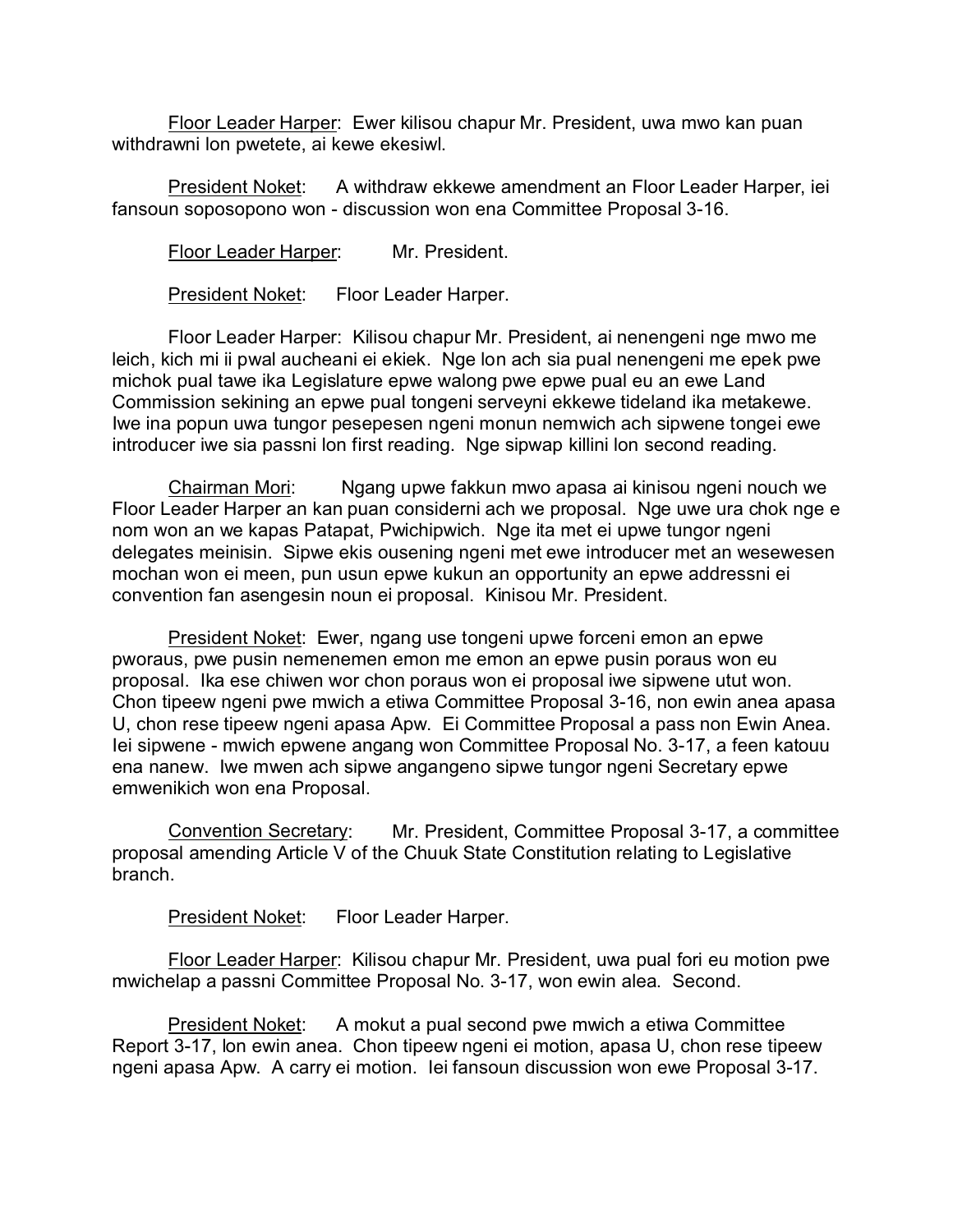Floor Leader Harper: Ewer kilisou chapur Mr. President, uwa mwo kan puan withdrawni lon pwetete, ai kewe ekesiwl.

President Noket: A withdraw ekkewe amendment an Floor Leader Harper, iei fansoun soposopono won - discussion won ena Committee Proposal 3-16.

Floor Leader Harper: Mr. President.

President Noket: Floor Leader Harper.

Floor Leader Harper: Kilisou chapur Mr. President, ai nenengeni nge mwo me leich, kich mi ii pwal aucheani ei ekiek. Nge lon ach sia pual nenengeni me epek pwe michok pual tawe ika Legislature epwe walong pwe epwe pual eu an ewe Land Commission sekining an epwe pual tongeni serveyni ekkewe tideland ika metakewe. Iwe ina popun uwa tungor pesepesen ngeni monun nemwich ach sipwene tongei ewe introducer iwe sia passni lon first reading. Nge sipwap killini lon second reading.

Chairman Mori: Ngang upwe fakkun mwo apasa ai kinisou ngeni nouch we Floor Leader Harper an kan puan considerni ach we proposal. Nge uwe ura chok nge e nom won an we kapas Patapat, Pwichipwich. Nge ita met ei upwe tungor ngeni delegates meinisin. Sipwe ekis ousening ngeni met ewe introducer met an wesewesen mochan won ei meen, pun usun epwe kukun an opportunity an epwe addressni ei convention fan asengesin noun ei proposal. Kinisou Mr. President.

President Noket: Ewer, ngang use tongeni upwe forceni emon an epwe pworaus, pwe pusin nemenemen emon me emon an epwe pusin poraus won eu proposal. Ika ese chiwen wor chon poraus won ei proposal iwe sipwene utut won. Chon tipeew ngeni pwe mwich a etiwa Committee Proposal 3-16, non ewin anea apasa U, chon rese tipeew ngeni apasa Apw. Ei Committee Proposal a pass non Ewin Anea. Iei sipwene - mwich epwene angang won Committee Proposal No. 3-17, a feen katouu ena nanew. Iwe mwen ach sipwe angangeno sipwe tungor ngeni Secretary epwe emwenikich won ena Proposal.

Convention Secretary: Mr. President, Committee Proposal 3-17, a committee proposal amending Article V of the Chuuk State Constitution relating to Legislative branch.

President Noket: Floor Leader Harper.

Floor Leader Harper: Kilisou chapur Mr. President, uwa pual fori eu motion pwe mwichelap a passni Committee Proposal No. 3-17, won ewin alea. Second.

President Noket: A mokut a pual second pwe mwich a etiwa Committee Report 3-17, lon ewin anea. Chon tipeew ngeni ei motion, apasa U, chon rese tipeew ngeni apasa Apw. A carry ei motion. Iei fansoun discussion won ewe Proposal 3-17.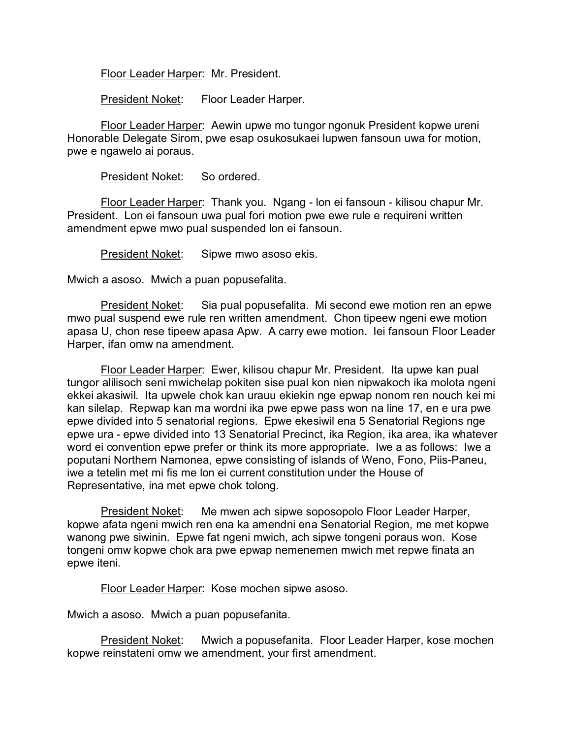Floor Leader Harper: Mr. President.

President Noket: Floor Leader Harper.

Floor Leader Harper: Aewin upwe mo tungor ngonuk President kopwe ureni Honorable Delegate Sirom, pwe esap osukosukaei lupwen fansoun uwa for motion, pwe e ngawelo ai poraus.

President Noket: So ordered.

Floor Leader Harper: Thank you. Ngang - lon ei fansoun - kilisou chapur Mr. President. Lon ei fansoun uwa pual fori motion pwe ewe rule e requireni written amendment epwe mwo pual suspended lon ei fansoun.

President Noket: Sipwe mwo asoso ekis.

Mwich a asoso. Mwich a puan popusefalita.

President Noket: Sia pual popusefalita. Mi second ewe motion ren an epwe mwo pual suspend ewe rule ren written amendment. Chon tipeew ngeni ewe motion apasa U, chon rese tipeew apasa Apw. A carry ewe motion. Iei fansoun Floor Leader Harper, ifan omw na amendment.

Floor Leader Harper: Ewer, kilisou chapur Mr. President. Ita upwe kan pual tungor alilisoch seni mwichelap pokiten sise pual kon nien nipwakoch ika molota ngeni ekkei akasiwil. Ita upwele chok kan urauu ekiekin nge epwap nonom ren nouch kei mi kan silelap. Repwap kan ma wordni ika pwe epwe pass won na line 17, en e ura pwe epwe divided into 5 senatorial regions. Epwe ekesiwil ena 5 Senatorial Regions nge epwe ura - epwe divided into 13 Senatorial Precinct, ika Region, ika area, ika whatever word ei convention epwe prefer or think its more appropriate. Iwe a as follows: Iwe a poputani Northern Namonea, epwe consisting of islands of Weno, Fono, Piis-Paneu, iwe a tetelin met mi fis me lon ei current constitution under the House of Representative, ina met epwe chok tolong.

President Noket: Me mwen ach sipwe soposopolo Floor Leader Harper, kopwe afata ngeni mwich ren ena ka amendni ena Senatorial Region, me met kopwe wanong pwe siwinin. Epwe fat ngeni mwich, ach sipwe tongeni poraus won. Kose tongeni omw kopwe chok ara pwe epwap nemenemen mwich met repwe finata an epwe iteni.

Floor Leader Harper: Kose mochen sipwe asoso.

Mwich a asoso. Mwich a puan popusefanita.

President Noket: Mwich a popusefanita. Floor Leader Harper, kose mochen kopwe reinstateni omw we amendment, your first amendment.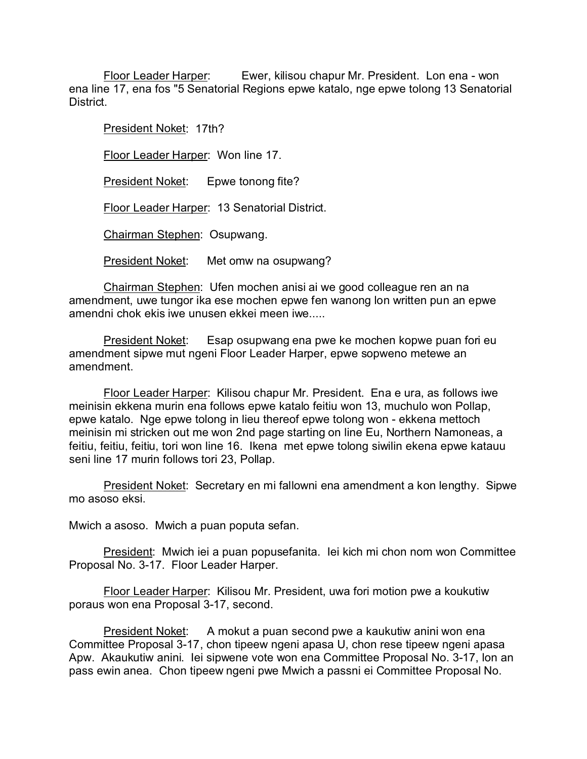Floor Leader Harper: Ewer, kilisou chapur Mr. President. Lon ena - won ena line 17, ena fos "5 Senatorial Regions epwe katalo, nge epwe tolong 13 Senatorial District.

President Noket: 17th?

Floor Leader Harper: Won line 17.

President Noket: Epwe tonong fite?

Floor Leader Harper: 13 Senatorial District.

Chairman Stephen: Osupwang.

President Noket: Met omw na osupwang?

Chairman Stephen: Ufen mochen anisi ai we good colleague ren an na amendment, uwe tungor ika ese mochen epwe fen wanong lon written pun an epwe amendni chok ekis iwe unusen ekkei meen iwe.....

President Noket: Esap osupwang ena pwe ke mochen kopwe puan fori eu amendment sipwe mut ngeni Floor Leader Harper, epwe sopweno metewe an amendment.

Floor Leader Harper: Kilisou chapur Mr. President. Ena e ura, as follows iwe meinisin ekkena murin ena follows epwe katalo feitiu won 13, muchulo won Pollap, epwe katalo. Nge epwe tolong in lieu thereof epwe tolong won - ekkena mettoch meinisin mi stricken out me won 2nd page starting on line Eu, Northern Namoneas, a feitiu, feitiu, feitiu, tori won line 16. Ikena met epwe tolong siwilin ekena epwe katauu seni line 17 murin follows tori 23, Pollap.

President Noket: Secretary en mi fallowni ena amendment a kon lengthy. Sipwe mo asoso eksi.

Mwich a asoso. Mwich a puan poputa sefan.

President: Mwich iei a puan popusefanita. Iei kich mi chon nom won Committee Proposal No. 3-17. Floor Leader Harper.

Floor Leader Harper: Kilisou Mr. President, uwa fori motion pwe a koukutiw poraus won ena Proposal 3-17, second.

President Noket: A mokut a puan second pwe a kaukutiw anini won ena Committee Proposal 3-17, chon tipeew ngeni apasa U, chon rese tipeew ngeni apasa Apw. Akaukutiw anini. Iei sipwene vote won ena Committee Proposal No. 3-17, lon an pass ewin anea. Chon tipeew ngeni pwe Mwich a passni ei Committee Proposal No.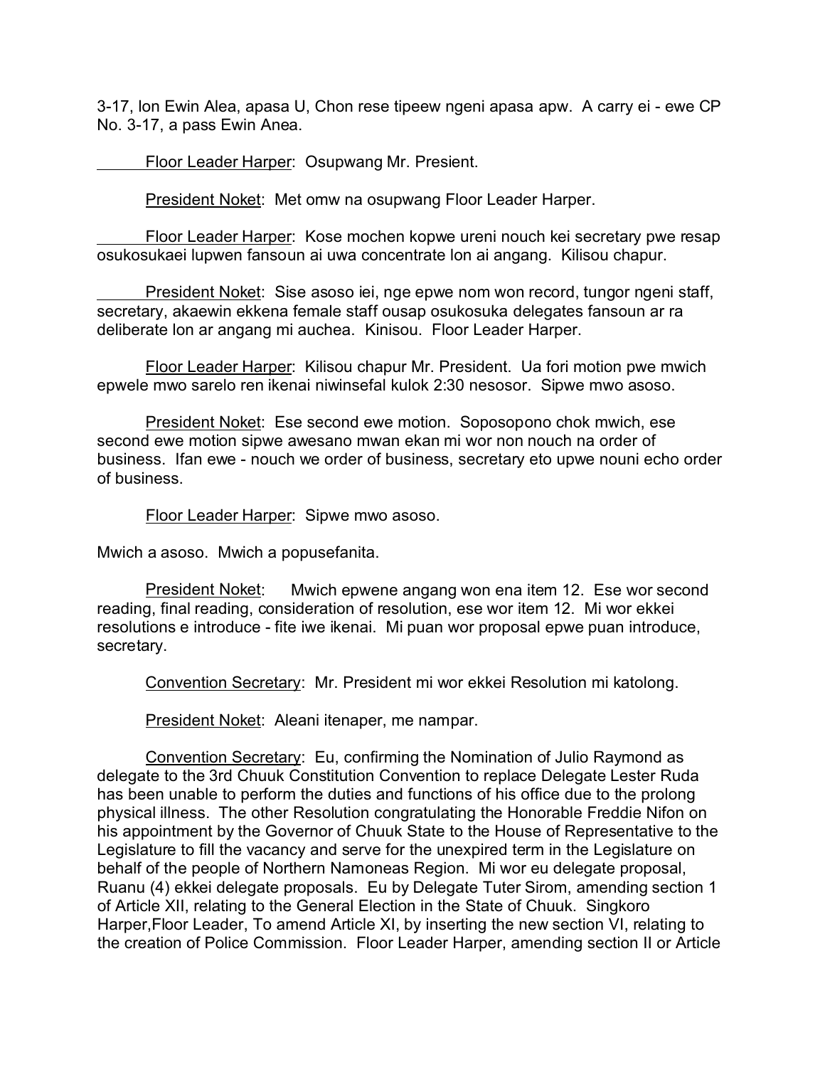3-17, lon Ewin Alea, apasa U, Chon rese tipeew ngeni apasa apw. A carry ei - ewe CP No. 3-17, a pass Ewin Anea.

Floor Leader Harper: Osupwang Mr. Presient.

President Noket: Met omw na osupwang Floor Leader Harper.

Floor Leader Harper: Kose mochen kopwe ureni nouch kei secretary pwe resap osukosukaei lupwen fansoun ai uwa concentrate lon ai angang. Kilisou chapur.

President Noket: Sise asoso iei, nge epwe nom won record, tungor ngeni staff, secretary, akaewin ekkena female staff ousap osukosuka delegates fansoun ar ra deliberate lon ar angang mi auchea. Kinisou. Floor Leader Harper.

Floor Leader Harper: Kilisou chapur Mr. President. Ua fori motion pwe mwich epwele mwo sarelo ren ikenai niwinsefal kulok 2:30 nesosor. Sipwe mwo asoso.

President Noket: Ese second ewe motion. Soposopono chok mwich, ese second ewe motion sipwe awesano mwan ekan mi wor non nouch na order of business. Ifan ewe - nouch we order of business, secretary eto upwe nouni echo order of business.

Floor Leader Harper: Sipwe mwo asoso.

Mwich a asoso. Mwich a popusefanita.

President Noket: Mwich epwene angang won ena item 12. Ese wor second reading, final reading, consideration of resolution, ese wor item 12. Mi wor ekkei resolutions e introduce - fite iwe ikenai. Mi puan wor proposal epwe puan introduce, secretary.

Convention Secretary: Mr. President mi wor ekkei Resolution mi katolong.

President Noket: Aleani itenaper, me nampar.

Convention Secretary: Eu, confirming the Nomination of Julio Raymond as delegate to the 3rd Chuuk Constitution Convention to replace Delegate Lester Ruda has been unable to perform the duties and functions of his office due to the prolong physical illness. The other Resolution congratulating the Honorable Freddie Nifon on his appointment by the Governor of Chuuk State to the House of Representative to the Legislature to fill the vacancy and serve for the unexpired term in the Legislature on behalf of the people of Northern Namoneas Region. Mi wor eu delegate proposal, Ruanu (4) ekkei delegate proposals. Eu by Delegate Tuter Sirom, amending section 1 of Article XII, relating to the General Election in the State of Chuuk. Singkoro Harper,Floor Leader, To amend Article XI, by inserting the new section VI, relating to the creation of Police Commission. Floor Leader Harper, amending section II or Article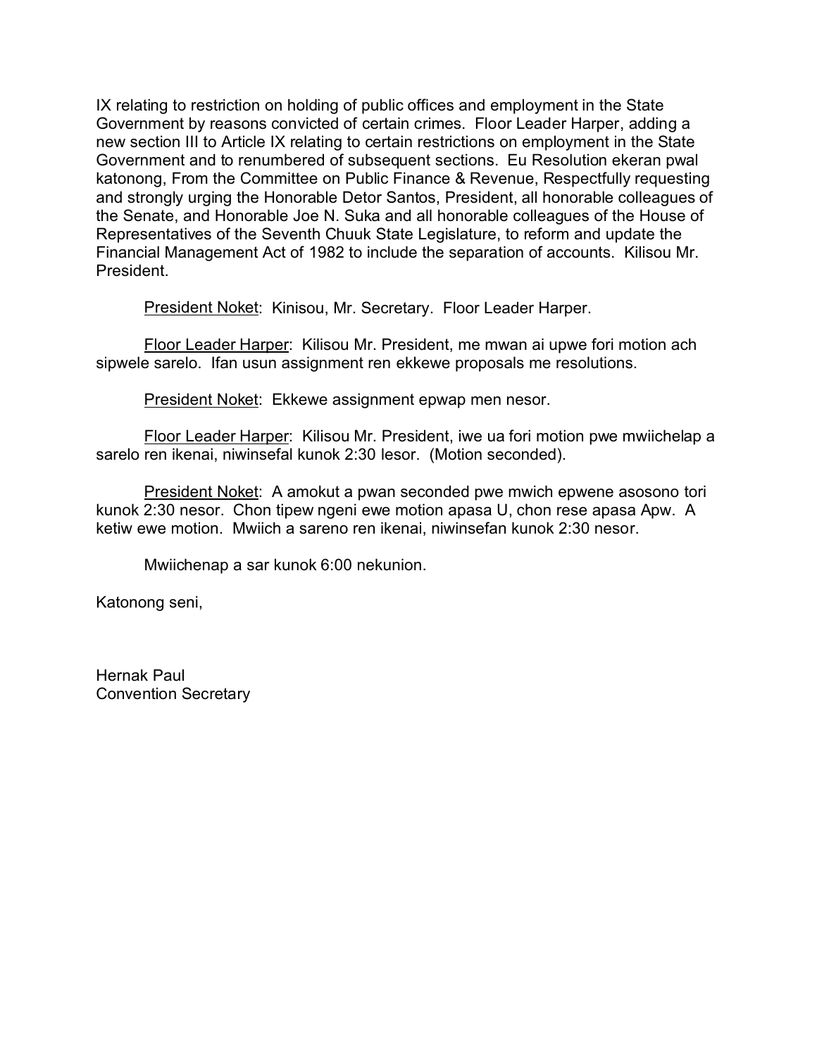IX relating to restriction on holding of public offices and employment in the State Government by reasons convicted of certain crimes. Floor Leader Harper, adding a new section III to Article IX relating to certain restrictions on employment in the State Government and to renumbered of subsequent sections. Eu Resolution ekeran pwal katonong, From the Committee on Public Finance & Revenue, Respectfully requesting and strongly urging the Honorable Detor Santos, President, all honorable colleagues of the Senate, and Honorable Joe N. Suka and all honorable colleagues of the House of Representatives of the Seventh Chuuk State Legislature, to reform and update the Financial Management Act of 1982 to include the separation of accounts. Kilisou Mr. President.

<u>President Noket</u>: Kinisou, Mr. Secretary. Floor Leader Harper.

<u>Floor Leader Harper</u>: Kilisou Mr. President, me mwan ai upwe fori motion ach sipwele sarelo. Ifan usun assignment ren ekkewe proposals me resolutions.

<u>President Noket</u>: Ekkewe assignment epwap men nesor.

<u>Floor Leader Harper</u>: Kilisou Mr. President, iwe ua fori motion pwe mwiichelap a sarelo ren ikenai, niwinsefal kunok 2:30 lesor. (Motion seconded).

<u>President Noket</u>: A amokut a pwan seconded pwe mwich epwene asosono tori kunok 2:30 nesor. Chon tipew ngeni ewe motion apasa U, chon rese apasa Apw. A ketiw ewe motion. Mwiich a sareno ren ikenai, niwinsefan kunok 2:30 nesor.

Mwiichenap a sar kunok 6:00 nekunion.

Katonong seni,

Hernak Paul
Convention Secretary